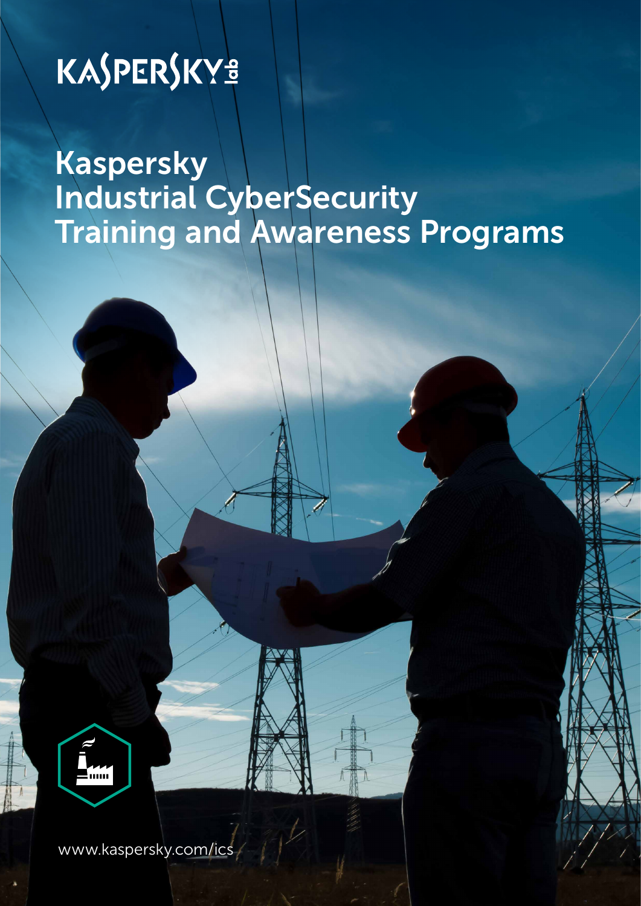KASPERSKY lab

# Kaspersky Industrial CyberSecurity Training and Awareness Programs

www.kaspersky.com/ics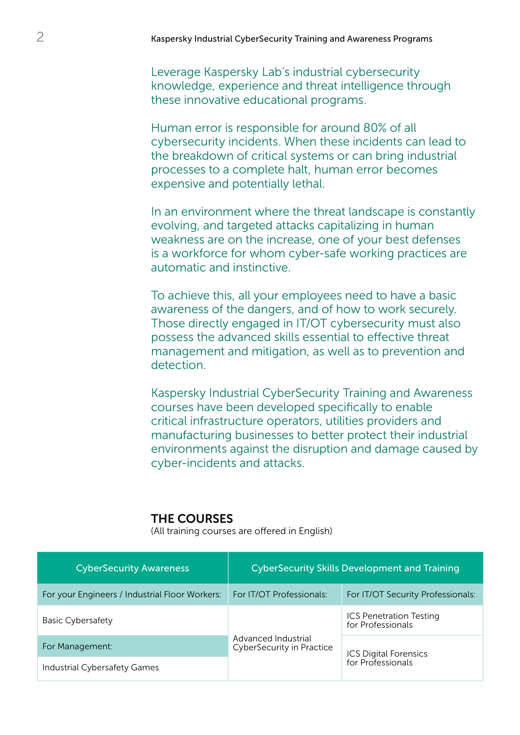Leverage Kaspersky Lab's industrial cybersecurity knowledge, experience and threat intelligence through these innovative educational programs.

Human error is responsible for around 80% of all cybersecurity incidents. When these incidents can lead to the breakdown of critical systems or can bring industrial processes to a complete halt, human error becomes expensive and potentially lethal.

In an environment where the threat landscape is constantly evolving, and targeted attacks capitalizing in human weakness are on the increase, one of your best defenses is a workforce for whom cyber-safe working practices are automatic and instinctive.

To achieve this, all your employees need to have a basic awareness of the dangers, and of how to work securely. Those directly engaged in IT/OT cybersecurity must also possess the advanced skills essential to effective threat management and mitigation, as well as to prevention and detection.

Kaspersky Industrial CyberSecurity Training and Awareness courses have been developed specifically to enable critical infrastructure operators, utilities providers and manufacturing businesses to better protect their industrial environments against the disruption and damage caused by cyber-incidents and attacks.

## THE COURSES

(All training courses are offered in English)

| CyberSecurity Awareness | CyberSecurity Skills Development and Training | |
|---|---|---|
| For your Engineers / Industrial Floor Workers: | For IT/OT Professionals: | For IT/OT Security Professionals: |
| Basic Cybersafety | Advanced Industrial CyberSecurity in Practice | ICS Penetration Testing for Professionals |
| For Management: | | ICS Digital Forensics for Professionals |
| Industrial Cybersafety Games | | |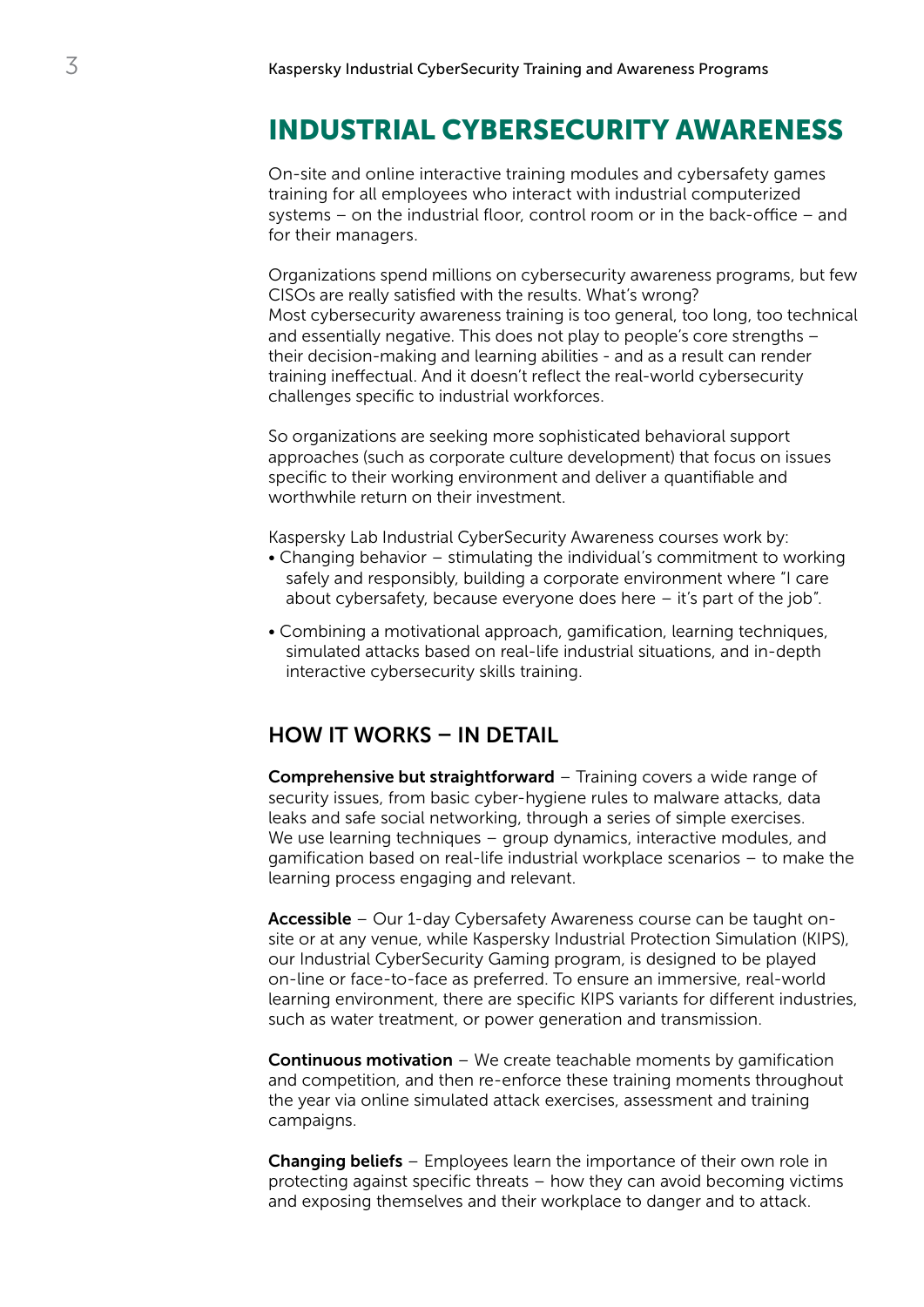# INDUSTRIAL CYBERSECURITY AWARENESS

On-site and online interactive training modules and cybersafety games training for all employees who interact with industrial computerized systems – on the industrial floor, control room or in the back-office – and for their managers.

Organizations spend millions on cybersecurity awareness programs, but few CISOs are really satisfied with the results. What's wrong?
Most cybersecurity awareness training is too general, too long, too technical and essentially negative. This does not play to people's core strengths – their decision-making and learning abilities - and as a result can render training ineffectual. And it doesn't reflect the real-world cybersecurity challenges specific to industrial workforces.

So organizations are seeking more sophisticated behavioral support approaches (such as corporate culture development) that focus on issues specific to their working environment and deliver a quantifiable and worthwhile return on their investment.

Kaspersky Lab Industrial CyberSecurity Awareness courses work by:

- Changing behavior – stimulating the individual's commitment to working safely and responsibly, building a corporate environment where "I care about cybersafety, because everyone does here – it's part of the job".
- Combining a motivational approach, gamification, learning techniques, simulated attacks based on real-life industrial situations, and in-depth interactive cybersecurity skills training.

## HOW IT WORKS – IN DETAIL

**Comprehensive but straightforward** – Training covers a wide range of security issues, from basic cyber-hygiene rules to malware attacks, data leaks and safe social networking, through a series of simple exercises. We use learning techniques – group dynamics, interactive modules, and gamification based on real-life industrial workplace scenarios – to make the learning process engaging and relevant.

**Accessible** – Our 1-day Cybersafety Awareness course can be taught on-site or at any venue, while Kaspersky Industrial Protection Simulation (KIPS), our Industrial CyberSecurity Gaming program, is designed to be played on-line or face-to-face as preferred. To ensure an immersive, real-world learning environment, there are specific KIPS variants for different industries, such as water treatment, or power generation and transmission.

**Continuous motivation** – We create teachable moments by gamification and competition, and then re-enforce these training moments throughout the year via online simulated attack exercises, assessment and training campaigns.

**Changing beliefs** – Employees learn the importance of their own role in protecting against specific threats – how they can avoid becoming victims and exposing themselves and their workplace to danger and to attack.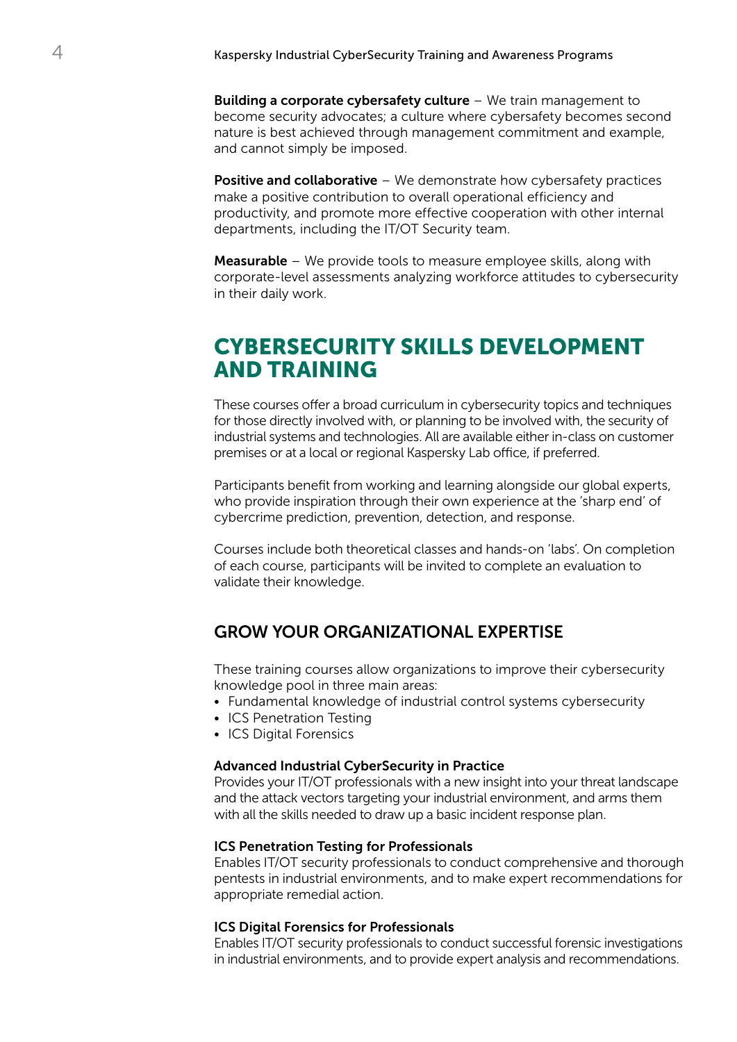**Building a corporate cybersafety culture** – We train management to become security advocates; a culture where cybersafety becomes second nature is best achieved through management commitment and example, and cannot simply be imposed.

**Positive and collaborative** – We demonstrate how cybersafety practices make a positive contribution to overall operational efficiency and productivity, and promote more effective cooperation with other internal departments, including the IT/OT Security team.

**Measurable** – We provide tools to measure employee skills, along with corporate-level assessments analyzing workforce attitudes to cybersecurity in their daily work.

# CYBERSECURITY SKILLS DEVELOPMENT AND TRAINING

These courses offer a broad curriculum in cybersecurity topics and techniques for those directly involved with, or planning to be involved with, the security of industrial systems and technologies. All are available either in-class on customer premises or at a local or regional Kaspersky Lab office, if preferred.

Participants benefit from working and learning alongside our global experts, who provide inspiration through their own experience at the 'sharp end' of cybercrime prediction, prevention, detection, and response.

Courses include both theoretical classes and hands-on 'labs'. On completion of each course, participants will be invited to complete an evaluation to validate their knowledge.

## GROW YOUR ORGANIZATIONAL EXPERTISE

These training courses allow organizations to improve their cybersecurity knowledge pool in three main areas:

- Fundamental knowledge of industrial control systems cybersecurity
- ICS Penetration Testing
- ICS Digital Forensics

### Advanced Industrial CyberSecurity in Practice

Provides your IT/OT professionals with a new insight into your threat landscape and the attack vectors targeting your industrial environment, and arms them with all the skills needed to draw up a basic incident response plan.

### ICS Penetration Testing for Professionals

Enables IT/OT security professionals to conduct comprehensive and thorough pentests in industrial environments, and to make expert recommendations for appropriate remedial action.

### ICS Digital Forensics for Professionals

Enables IT/OT security professionals to conduct successful forensic investigations in industrial environments, and to provide expert analysis and recommendations.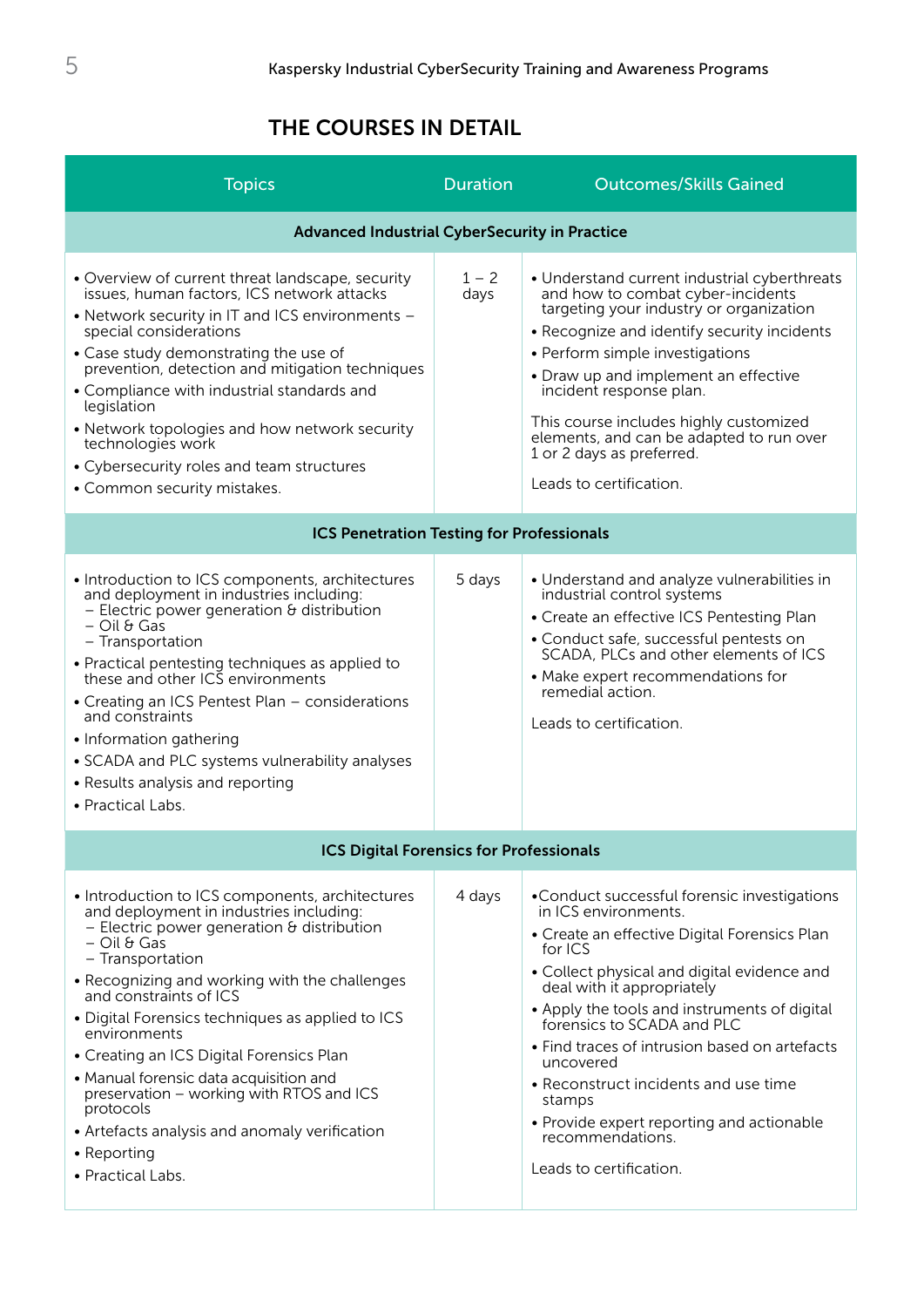## THE COURSES IN DETAIL

| Topics | Duration | Outcomes/Skills Gained |
|---|---|---|
| **Advanced Industrial CyberSecurity in Practice** | | |
| • Overview of current threat landscape, security issues, human factors, ICS network attacks<br>• Network security in IT and ICS environments – special considerations<br>• Case study demonstrating the use of prevention, detection and mitigation techniques<br>• Compliance with industrial standards and legislation<br>• Network topologies and how network security technologies work<br>• Cybersecurity roles and team structures<br>• Common security mistakes. | 1 – 2 days | • Understand current industrial cyberthreats and how to combat cyber-incidents targeting your industry or organization<br>• Recognize and identify security incidents<br>• Perform simple investigations<br>• Draw up and implement an effective incident response plan.<br><br>This course includes highly customized elements, and can be adapted to run over 1 or 2 days as preferred.<br><br>Leads to certification. |
| **ICS Penetration Testing for Professionals** | | |
| • Introduction to ICS components, architectures and deployment in industries including:<br>– Electric power generation & distribution<br>– Oil & Gas<br>– Transportation<br>• Practical pentesting techniques as applied to these and other ICS environments<br>• Creating an ICS Pentest Plan – considerations and constraints<br>• Information gathering<br>• SCADA and PLC systems vulnerability analyses<br>• Results analysis and reporting<br>• Practical Labs. | 5 days | • Understand and analyze vulnerabilities in industrial control systems<br>• Create an effective ICS Pentesting Plan<br>• Conduct safe, successful pentests on SCADA, PLCs and other elements of ICS<br>• Make expert recommendations for remedial action.<br><br>Leads to certification. |
| **ICS Digital Forensics for Professionals** | | |
| • Introduction to ICS components, architectures and deployment in industries including:<br>– Electric power generation & distribution<br>– Oil & Gas<br>– Transportation<br>• Recognizing and working with the challenges and constraints of ICS<br>• Digital Forensics techniques as applied to ICS environments<br>• Creating an ICS Digital Forensics Plan<br>• Manual forensic data acquisition and preservation – working with RTOS and ICS protocols<br>• Artefacts analysis and anomaly verification<br>• Reporting<br>• Practical Labs. | 4 days | • Conduct successful forensic investigations in ICS environments.<br>• Create an effective Digital Forensics Plan for ICS<br>• Collect physical and digital evidence and deal with it appropriately<br>• Apply the tools and instruments of digital forensics to SCADA and PLC<br>• Find traces of intrusion based on artefacts uncovered<br>• Reconstruct incidents and use time stamps<br>• Provide expert reporting and actionable recommendations.<br><br>Leads to certification. |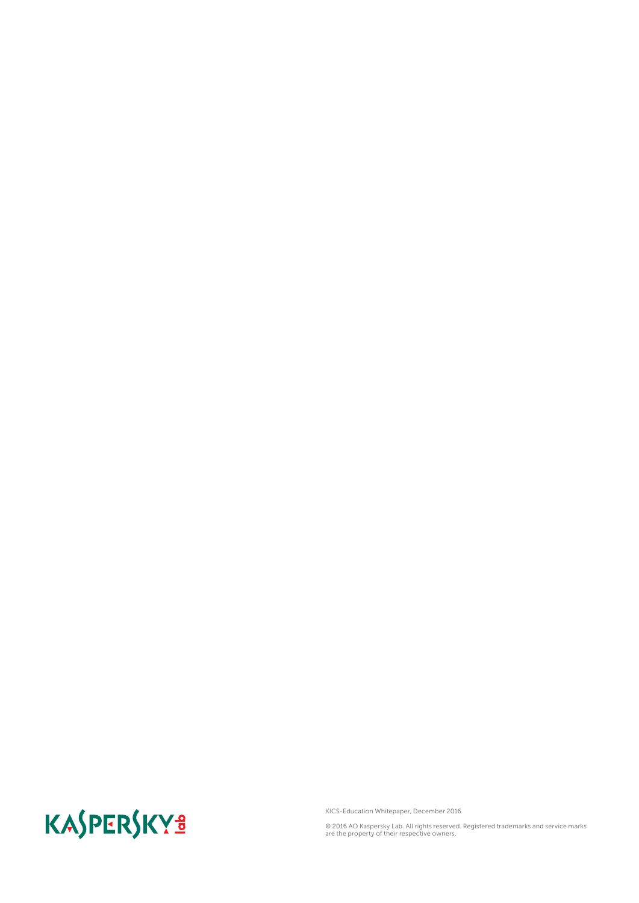KICS-Education Whitepaper, December 2016

© 2016 AO Kaspersky Lab. All rights reserved. Registered trademarks and service marks are the property of their respective owners.